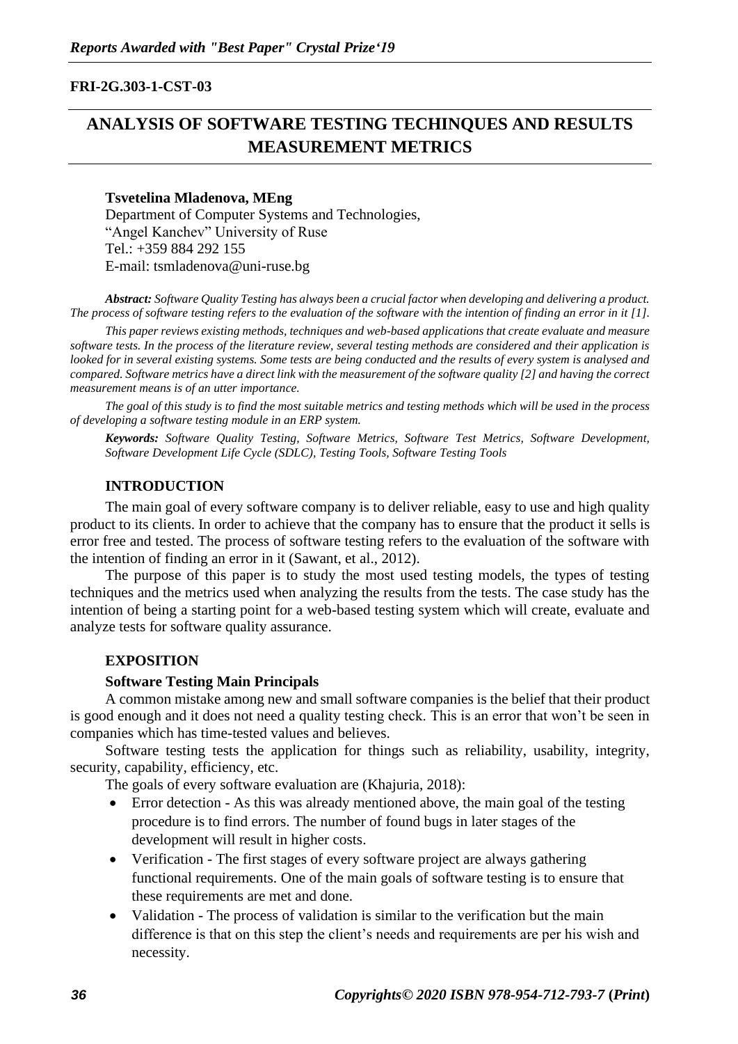**FRI-2G.303-1-CST-03**

# ANALYSIS OF SOFTWARE TESTING TECHINQUES AND RESULTS MEASUREMENT METRICS

**Tsvetelina Mladenova, MEng**
Department of Computer Systems and Technologies,
"Angel Kanchev" University of Ruse
Tel.: +359 884 292 155
E-mail: tsmladenova@uni-ruse.bg

***Abstract:*** *Software Quality Testing has always been a crucial factor when developing and delivering a product. The process of software testing refers to the evaluation of the software with the intention of finding an error in it [1].*

*This paper reviews existing methods, techniques and web-based applications that create evaluate and measure software tests. In the process of the literature review, several testing methods are considered and their application is looked for in several existing systems. Some tests are being conducted and the results of every system is analysed and compared. Software metrics have a direct link with the measurement of the software quality [2] and having the correct measurement means is of an utter importance.*

*The goal of this study is to find the most suitable metrics and testing methods which will be used in the process of developing a software testing module in an ERP system.*

***Keywords:*** *Software Quality Testing, Software Metrics, Software Test Metrics, Software Development, Software Development Life Cycle (SDLC), Testing Tools, Software Testing Tools*

## INTRODUCTION

The main goal of every software company is to deliver reliable, easy to use and high quality product to its clients. In order to achieve that the company has to ensure that the product it sells is error free and tested. The process of software testing refers to the evaluation of the software with the intention of finding an error in it (Sawant, et al., 2012).

The purpose of this paper is to study the most used testing models, the types of testing techniques and the metrics used when analyzing the results from the tests. The case study has the intention of being a starting point for a web-based testing system which will create, evaluate and analyze tests for software quality assurance.

## EXPOSITION

### Software Testing Main Principals

A common mistake among new and small software companies is the belief that their product is good enough and it does not need a quality testing check. This is an error that won't be seen in companies which has time-tested values and believes.

Software testing tests the application for things such as reliability, usability, integrity, security, capability, efficiency, etc.

The goals of every software evaluation are (Khajuria, 2018):

- Error detection - As this was already mentioned above, the main goal of the testing procedure is to find errors. The number of found bugs in later stages of the development will result in higher costs.
- Verification - The first stages of every software project are always gathering functional requirements. One of the main goals of software testing is to ensure that these requirements are met and done.
- Validation - The process of validation is similar to the verification but the main difference is that on this step the client's needs and requirements are per his wish and necessity.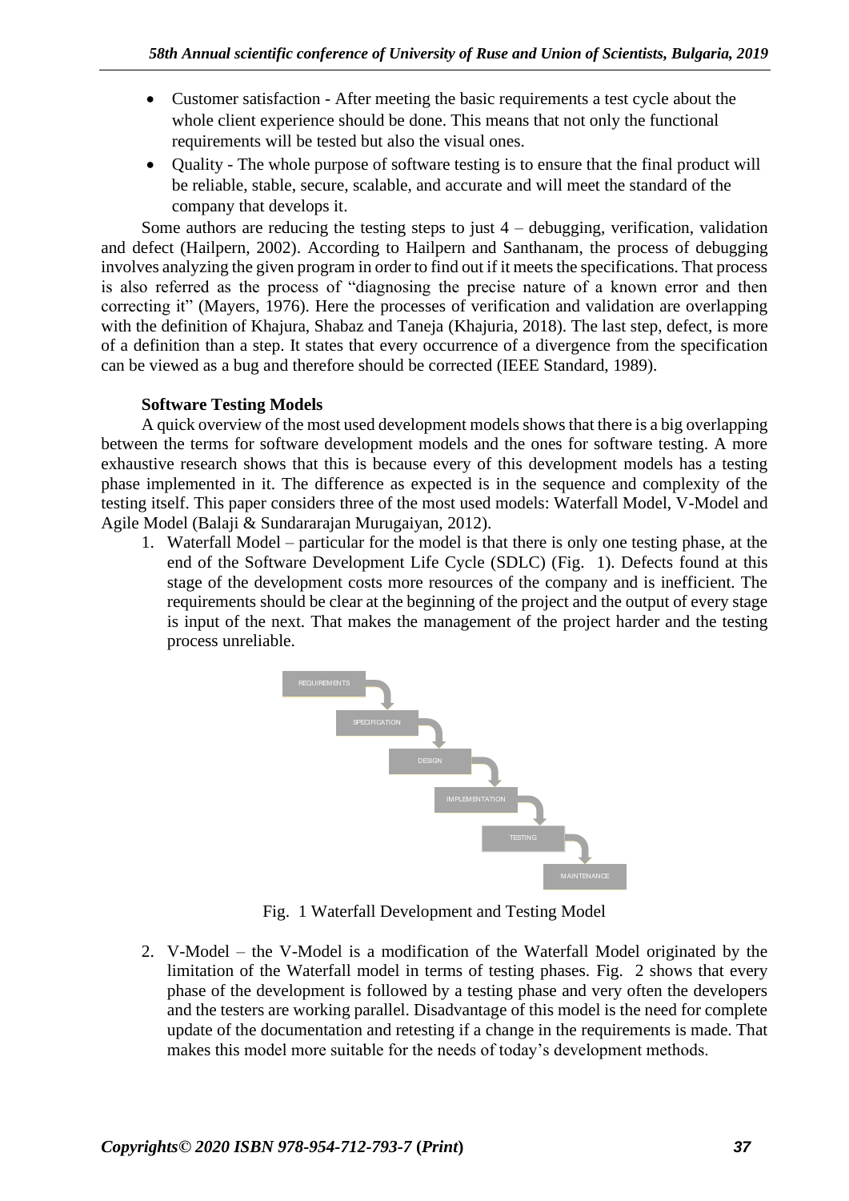- Customer satisfaction - After meeting the basic requirements a test cycle about the whole client experience should be done. This means that not only the functional requirements will be tested but also the visual ones.
- Quality - The whole purpose of software testing is to ensure that the final product will be reliable, stable, secure, scalable, and accurate and will meet the standard of the company that develops it.

Some authors are reducing the testing steps to just 4 – debugging, verification, validation and defect (Hailpern, 2002). According to Hailpern and Santhanam, the process of debugging involves analyzing the given program in order to find out if it meets the specifications. That process is also referred as the process of "diagnosing the precise nature of a known error and then correcting it" (Mayers, 1976). Here the processes of verification and validation are overlapping with the definition of Khajura, Shabaz and Taneja (Khajuria, 2018). The last step, defect, is more of a definition than a step. It states that every occurrence of a divergence from the specification can be viewed as a bug and therefore should be corrected (IEEE Standard, 1989).

**Software Testing Models**

A quick overview of the most used development models shows that there is a big overlapping between the terms for software development models and the ones for software testing. A more exhaustive research shows that this is because every of this development models has a testing phase implemented in it. The difference as expected is in the sequence and complexity of the testing itself. This paper considers three of the most used models: Waterfall Model, V-Model and Agile Model (Balaji & Sundararajan Murugaiyan, 2012).

1. Waterfall Model – particular for the model is that there is only one testing phase, at the end of the Software Development Life Cycle (SDLC) (Fig. 1). Defects found at this stage of the development costs more resources of the company and is inefficient. The requirements should be clear at the beginning of the project and the output of every stage is input of the next. That makes the management of the project harder and the testing process unreliable.

REQUIREMENTS → SPECIFICATION → DESIGN → IMPLEMENTATION → TESTING → MAINTENANCE

Fig. 1 Waterfall Development and Testing Model

2. V-Model – the V-Model is a modification of the Waterfall Model originated by the limitation of the Waterfall model in terms of testing phases. Fig. 2 shows that every phase of the development is followed by a testing phase and very often the developers and the testers are working parallel. Disadvantage of this model is the need for complete update of the documentation and retesting if a change in the requirements is made. That makes this model more suitable for the needs of today's development methods.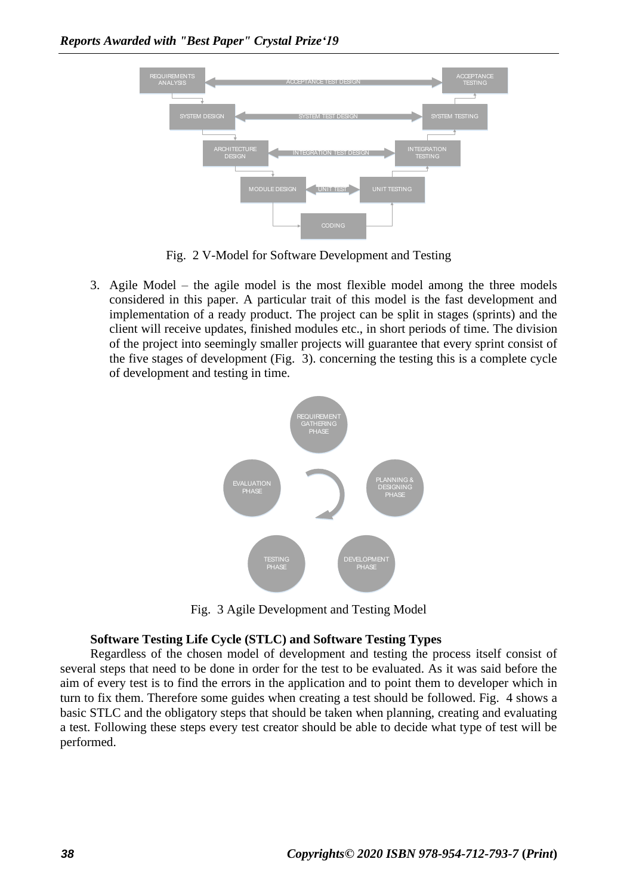Fig. 2 V-Model for Software Development and Testing

3. Agile Model – the agile model is the most flexible model among the three models considered in this paper. A particular trait of this model is the fast development and implementation of a ready product. The project can be split in stages (sprints) and the client will receive updates, finished modules etc., in short periods of time. The division of the project into seemingly smaller projects will guarantee that every sprint consist of the five stages of development (Fig. 3). concerning the testing this is a complete cycle of development and testing in time.

Fig. 3 Agile Development and Testing Model

**Software Testing Life Cycle (STLC) and Software Testing Types**

Regardless of the chosen model of development and testing the process itself consist of several steps that need to be done in order for the test to be evaluated. As it was said before the aim of every test is to find the errors in the application and to point them to developer which in turn to fix them. Therefore some guides when creating a test should be followed. Fig. 4 shows a basic STLC and the obligatory steps that should be taken when planning, creating and evaluating a test. Following these steps every test creator should be able to decide what type of test will be performed.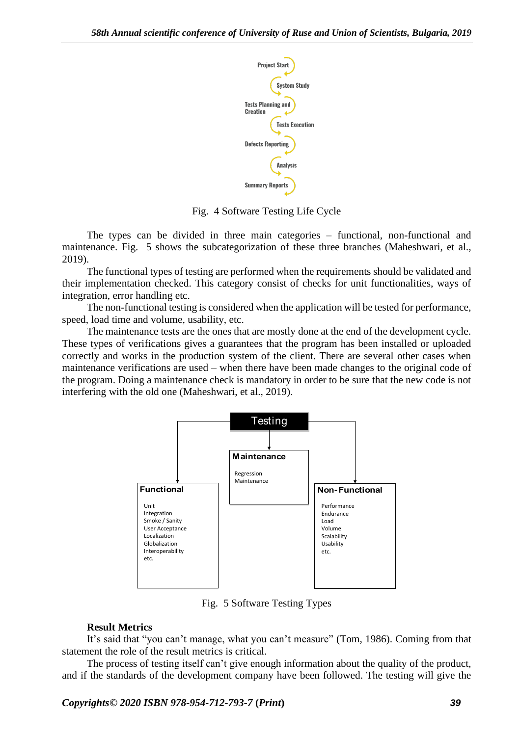Project Start

System Study

Tests Planning and Creation

Tests Execution

Defects Reporting

Analysis

Summary Reports

Fig. 4 Software Testing Life Cycle

The types can be divided in three main categories – functional, non-functional and maintenance. Fig. 5 shows the subcategorization of these three branches (Maheshwari, et al., 2019).

The functional types of testing are performed when the requirements should be validated and their implementation checked. This category consist of checks for unit functionalities, ways of integration, error handling etc.

The non-functional testing is considered when the application will be tested for performance, speed, load time and volume, usability, etc.

The maintenance tests are the ones that are mostly done at the end of the development cycle. These types of verifications gives a guarantees that the program has been installed or uploaded correctly and works in the production system of the client. There are several other cases when maintenance verifications are used – when there have been made changes to the original code of the program. Doing a maintenance check is mandatory in order to be sure that the new code is not interfering with the old one (Maheshwari, et al., 2019).

Testing

**Functional**
- Unit
- Integration
- Smoke / Sanity
- User Acceptance
- Localization
- Globalization
- Interoperability
- etc.

**Maintenance**
- Regression
- Maintenance

**Non-Functional**
- Performance
- Endurance
- Load
- Volume
- Scalability
- Usability
- etc.

Fig. 5 Software Testing Types

**Result Metrics**

It's said that "you can't manage, what you can't measure" (Tom, 1986). Coming from that statement the role of the result metrics is critical.

The process of testing itself can't give enough information about the quality of the product, and if the standards of the development company have been followed. The testing will give the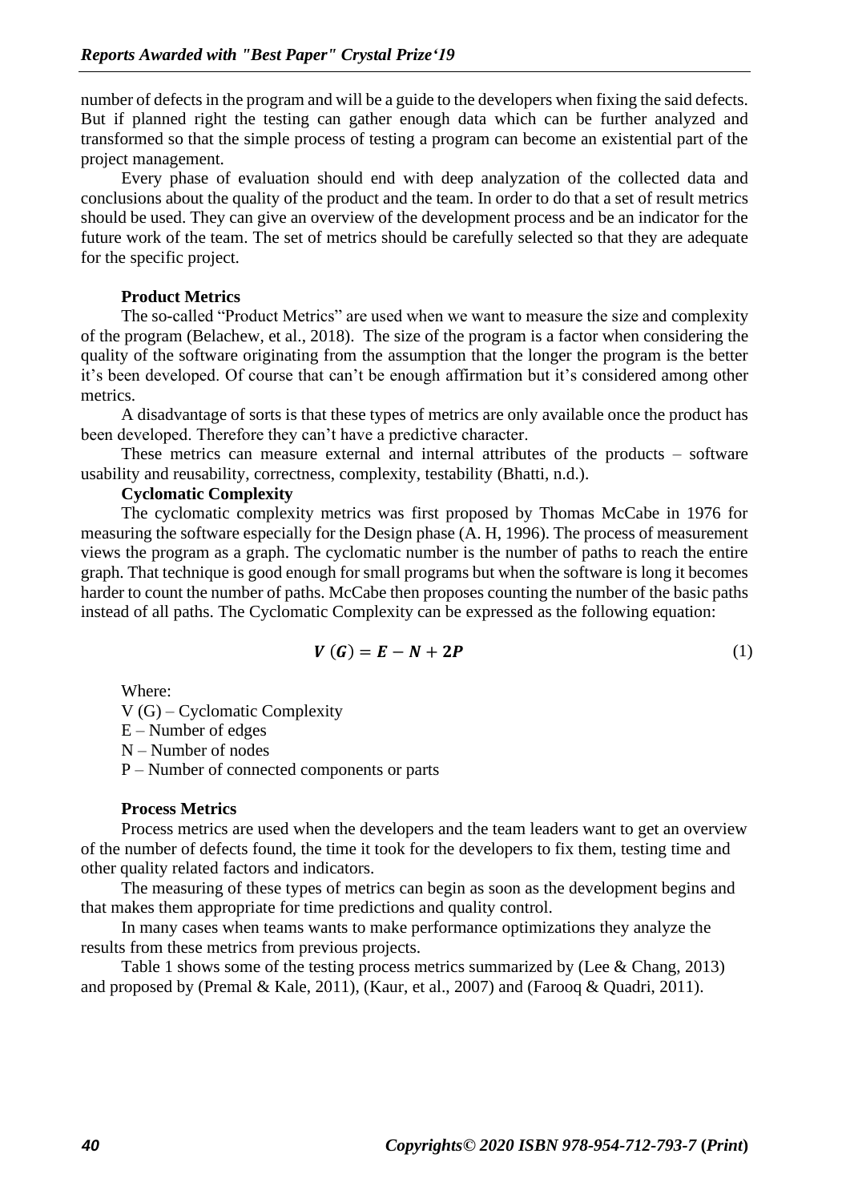number of defects in the program and will be a guide to the developers when fixing the said defects. But if planned right the testing can gather enough data which can be further analyzed and transformed so that the simple process of testing a program can become an existential part of the project management.

Every phase of evaluation should end with deep analyzation of the collected data and conclusions about the quality of the product and the team. In order to do that a set of result metrics should be used. They can give an overview of the development process and be an indicator for the future work of the team. The set of metrics should be carefully selected so that they are adequate for the specific project.

**Product Metrics**

The so-called "Product Metrics" are used when we want to measure the size and complexity of the program (Belachew, et al., 2018). The size of the program is a factor when considering the quality of the software originating from the assumption that the longer the program is the better it's been developed. Of course that can't be enough affirmation but it's considered among other metrics.

A disadvantage of sorts is that these types of metrics are only available once the product has been developed. Therefore they can't have a predictive character.

These metrics can measure external and internal attributes of the products – software usability and reusability, correctness, complexity, testability (Bhatti, n.d.).

**Cyclomatic Complexity**

The cyclomatic complexity metrics was first proposed by Thomas McCabe in 1976 for measuring the software especially for the Design phase (A. H, 1996). The process of measurement views the program as a graph. The cyclomatic number is the number of paths to reach the entire graph. That technique is good enough for small programs but when the software is long it becomes harder to count the number of paths. McCabe then proposes counting the number of the basic paths instead of all paths. The Cyclomatic Complexity can be expressed as the following equation:

$$\boldsymbol{V}\ (\boldsymbol{G}) = \boldsymbol{E} - \boldsymbol{N} + \mathbf{2}\boldsymbol{P} \quad (1)$$

Where:

V (G) – Cyclomatic Complexity

E – Number of edges

N – Number of nodes

P – Number of connected components or parts

**Process Metrics**

Process metrics are used when the developers and the team leaders want to get an overview of the number of defects found, the time it took for the developers to fix them, testing time and other quality related factors and indicators.

The measuring of these types of metrics can begin as soon as the development begins and that makes them appropriate for time predictions and quality control.

In many cases when teams wants to make performance optimizations they analyze the results from these metrics from previous projects.

Table 1 shows some of the testing process metrics summarized by (Lee & Chang, 2013) and proposed by (Premal & Kale, 2011), (Kaur, et al., 2007) and (Farooq & Quadri, 2011).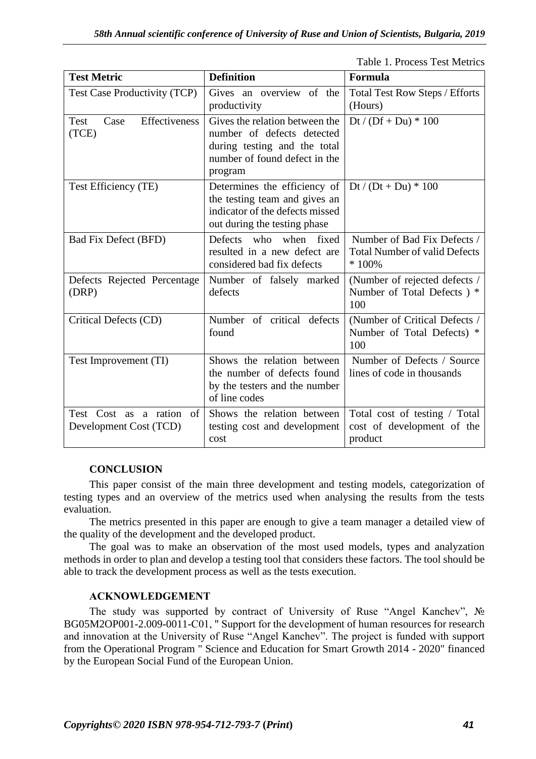Table 1. Process Test Metrics

| Test Metric | Definition | Formula |
|---|---|---|
| Test Case Productivity (TCP) | Gives an overview of the productivity | Total Test Row Steps / Efforts (Hours) |
| Test Case Effectiveness (TCE) | Gives the relation between the number of defects detected during testing and the total number of found defect in the program | Dt / (Df + Du) * 100 |
| Test Efficiency (TE) | Determines the efficiency of the testing team and gives an indicator of the defects missed out during the testing phase | Dt / (Dt + Du) * 100 |
| Bad Fix Defect (BFD) | Defects who when fixed resulted in a new defect are considered bad fix defects | Number of Bad Fix Defects / Total Number of valid Defects * 100% |
| Defects Rejected Percentage (DRP) | Number of falsely marked defects | (Number of rejected defects / Number of Total Defects ) * 100 |
| Critical Defects (CD) | Number of critical defects found | (Number of Critical Defects / Number of Total Defects) * 100 |
| Test Improvement (TI) | Shows the relation between the number of defects found by the testers and the number of line codes | Number of Defects / Source lines of code in thousands |
| Test Cost as a ration of Development Cost (TCD) | Shows the relation between testing cost and development cost | Total cost of testing / Total cost of development of the product |

## CONCLUSION

This paper consist of the main three development and testing models, categorization of testing types and an overview of the metrics used when analysing the results from the tests evaluation.

The metrics presented in this paper are enough to give a team manager a detailed view of the quality of the development and the developed product.

The goal was to make an observation of the most used models, types and analyzation methods in order to plan and develop a testing tool that considers these factors. The tool should be able to track the development process as well as the tests execution.

## ACKNOWLEDGEMENT

The study was supported by contract of University of Ruse "Angel Kanchev", № BG05M2OP001-2.009-0011-C01, " Support for the development of human resources for research and innovation at the University of Ruse "Angel Kanchev". The project is funded with support from the Operational Program " Science and Education for Smart Growth 2014 - 2020" financed by the European Social Fund of the European Union.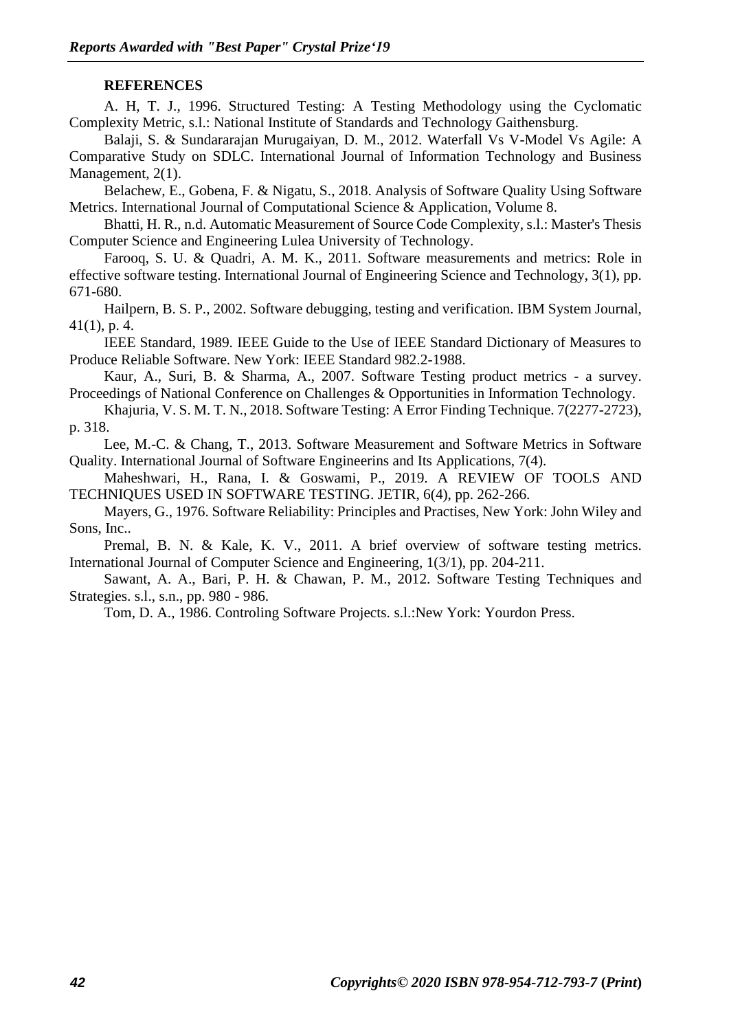## REFERENCES

A. H, T. J., 1996. Structured Testing: A Testing Methodology using the Cyclomatic Complexity Metric, s.l.: National Institute of Standards and Technology Gaithensburg.

Balaji, S. & Sundararajan Murugaiyan, D. M., 2012. Waterfall Vs V-Model Vs Agile: A Comparative Study on SDLC. International Journal of Information Technology and Business Management, 2(1).

Belachew, E., Gobena, F. & Nigatu, S., 2018. Analysis of Software Quality Using Software Metrics. International Journal of Computational Science & Application, Volume 8.

Bhatti, H. R., n.d. Automatic Measurement of Source Code Complexity, s.l.: Master's Thesis Computer Science and Engineering Lulea University of Technology.

Farooq, S. U. & Quadri, A. M. K., 2011. Software measurements and metrics: Role in effective software testing. International Journal of Engineering Science and Technology, 3(1), pp. 671-680.

Hailpern, B. S. P., 2002. Software debugging, testing and verification. IBM System Journal, 41(1), p. 4.

IEEE Standard, 1989. IEEE Guide to the Use of IEEE Standard Dictionary of Measures to Produce Reliable Software. New York: IEEE Standard 982.2-1988.

Kaur, A., Suri, B. & Sharma, A., 2007. Software Testing product metrics - a survey. Proceedings of National Conference on Challenges & Opportunities in Information Technology.

Khajuria, V. S. M. T. N., 2018. Software Testing: A Error Finding Technique. 7(2277-2723), p. 318.

Lee, M.-C. & Chang, T., 2013. Software Measurement and Software Metrics in Software Quality. International Journal of Software Engineerins and Its Applications, 7(4).

Maheshwari, H., Rana, I. & Goswami, P., 2019. A REVIEW OF TOOLS AND TECHNIQUES USED IN SOFTWARE TESTING. JETIR, 6(4), pp. 262-266.

Mayers, G., 1976. Software Reliability: Principles and Practises, New York: John Wiley and Sons, Inc..

Premal, B. N. & Kale, K. V., 2011. A brief overview of software testing metrics. International Journal of Computer Science and Engineering, 1(3/1), pp. 204-211.

Sawant, A. A., Bari, P. H. & Chawan, P. M., 2012. Software Testing Techniques and Strategies. s.l., s.n., pp. 980 - 986.

Tom, D. A., 1986. Controling Software Projects. s.l.:New York: Yourdon Press.